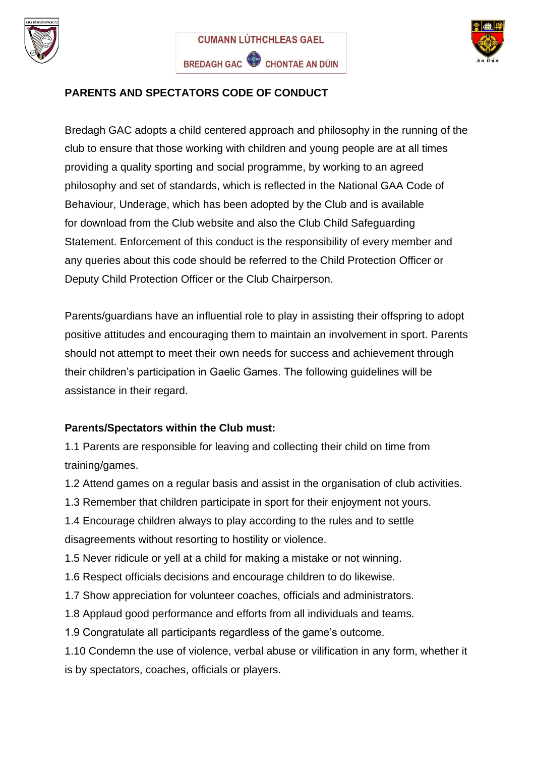CUMANN LÚTHCHLEAS GAEL

BREDAGH GAC CHONTAE AN DÚIN

## PARENTS AND SPECTATORS CODE OF CONDUCT

Bredagh GAC adopts a child centered approach and philosophy in the running of the club to ensure that those working with children and young people are at all times providing a quality sporting and social programme, by working to an agreed philosophy and set of standards, which is reflected in the National GAA Code of Behaviour, Underage, which has been adopted by the Club and is available for download from the Club website and also the Club Child Safeguarding Statement. Enforcement of this conduct is the responsibility of every member and any queries about this code should be referred to the Child Protection Officer or Deputy Child Protection Officer or the Club Chairperson.

Parents/guardians have an influential role to play in assisting their offspring to adopt positive attitudes and encouraging them to maintain an involvement in sport. Parents should not attempt to meet their own needs for success and achievement through their children's participation in Gaelic Games. The following guidelines will be assistance in their regard.

**Parents/Spectators within the Club must:**

1.1 Parents are responsible for leaving and collecting their child on time from training/games.

1.2 Attend games on a regular basis and assist in the organisation of club activities.

1.3 Remember that children participate in sport for their enjoyment not yours.

1.4 Encourage children always to play according to the rules and to settle disagreements without resorting to hostility or violence.

1.5 Never ridicule or yell at a child for making a mistake or not winning.

1.6 Respect officials decisions and encourage children to do likewise.

1.7 Show appreciation for volunteer coaches, officials and administrators.

1.8 Applaud good performance and efforts from all individuals and teams.

1.9 Congratulate all participants regardless of the game's outcome.

1.10 Condemn the use of violence, verbal abuse or vilification in any form, whether it is by spectators, coaches, officials or players.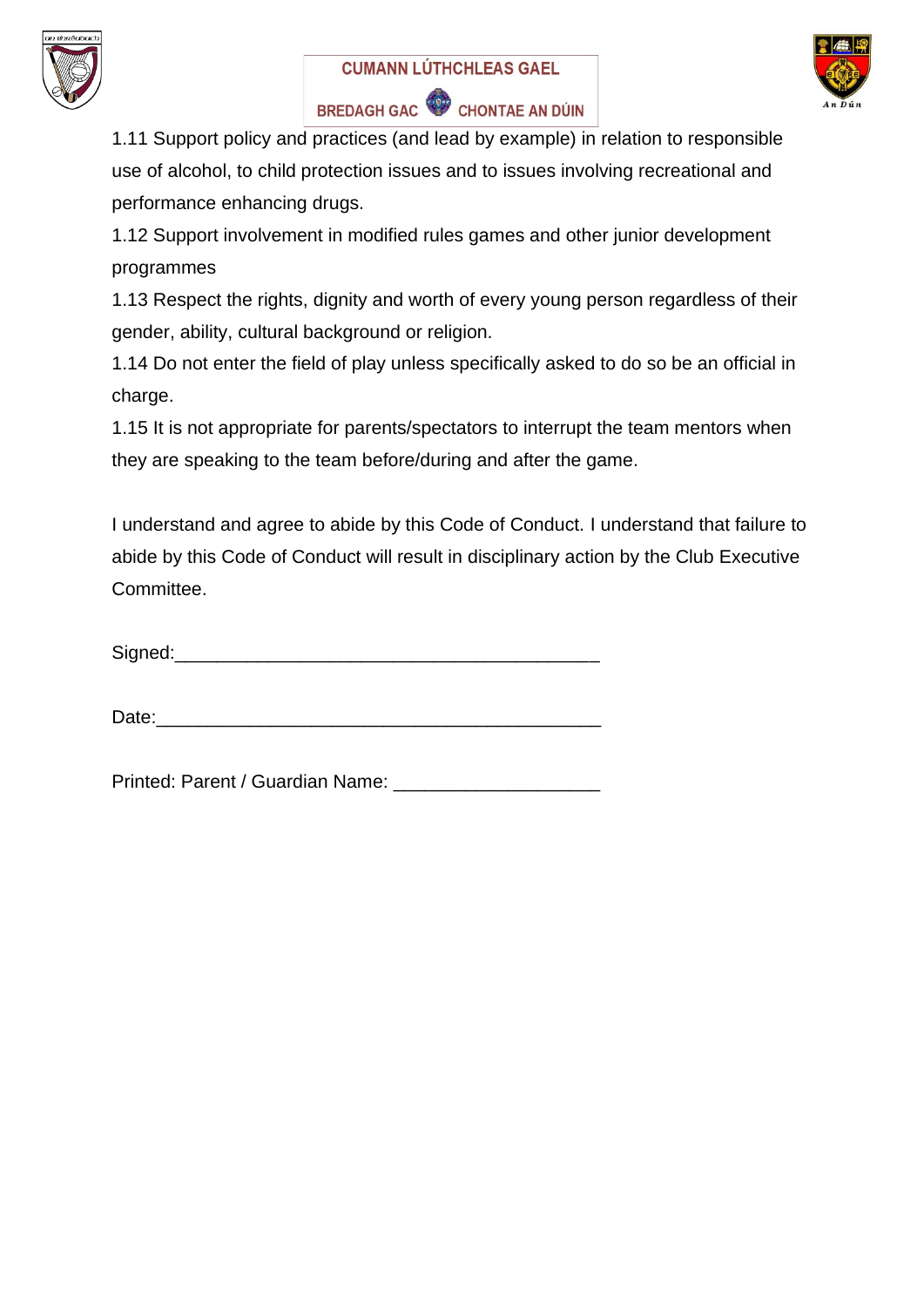1.11 Support policy and practices (and lead by example) in relation to responsible use of alcohol, to child protection issues and to issues involving recreational and performance enhancing drugs.

1.12 Support involvement in modified rules games and other junior development programmes

1.13 Respect the rights, dignity and worth of every young person regardless of their gender, ability, cultural background or religion.

1.14 Do not enter the field of play unless specifically asked to do so be an official in charge.

1.15 It is not appropriate for parents/spectators to interrupt the team mentors when they are speaking to the team before/during and after the game.

I understand and agree to abide by this Code of Conduct. I understand that failure to abide by this Code of Conduct will result in disciplinary action by the Club Executive Committee.

Signed:_________________________________________

Date:___________________________________________

Printed: Parent / Guardian Name: ___________________